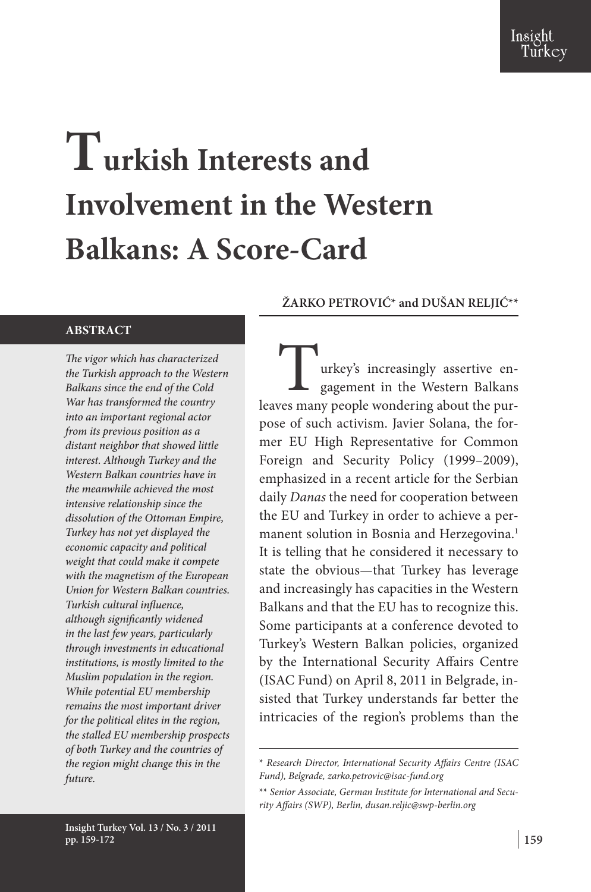# Turkish Interests and Involvement in the Western Balkans: A Score-Card

**ŽARKO PETROVIĆ\* and DUŠAN RELJIĆ\*\***

## ABSTRACT

*The vigor which has characterized the Turkish approach to the Western Balkans since the end of the Cold War has transformed the country into an important regional actor from its previous position as a distant neighbor that showed little interest. Although Turkey and the Western Balkan countries have in the meanwhile achieved the most intensive relationship since the dissolution of the Ottoman Empire, Turkey has not yet displayed the economic capacity and political weight that could make it compete with the magnetism of the European Union for Western Balkan countries. Turkish cultural influence, although significantly widened in the last few years, particularly through investments in educational institutions, is mostly limited to the Muslim population in the region. While potential EU membership remains the most important driver for the political elites in the region, the stalled EU membership prospects of both Turkey and the countries of the region might change this in the future.*

Turkey's increasingly assertive engagement in the Western Balkans leaves many people wondering about the purpose of such activism. Javier Solana, the former EU High Representative for Common Foreign and Security Policy (1999–2009), emphasized in a recent article for the Serbian daily *Danas* the need for cooperation between the EU and Turkey in order to achieve a permanent solution in Bosnia and Herzegovina.[1] It is telling that he considered it necessary to state the obvious—that Turkey has leverage and increasingly has capacities in the Western Balkans and that the EU has to recognize this. Some participants at a conference devoted to Turkey's Western Balkan policies, organized by the International Security Affairs Centre (ISAC Fund) on April 8, 2011 in Belgrade, insisted that Turkey understands far better the intricacies of the region's problems than the

\* *Research Director, International Security Affairs Centre (ISAC Fund), Belgrade, zarko.petrovic@isac-fund.org*

\*\* *Senior Associate, German Institute for International and Security Affairs (SWP), Berlin, dusan.reljic@swp-berlin.org*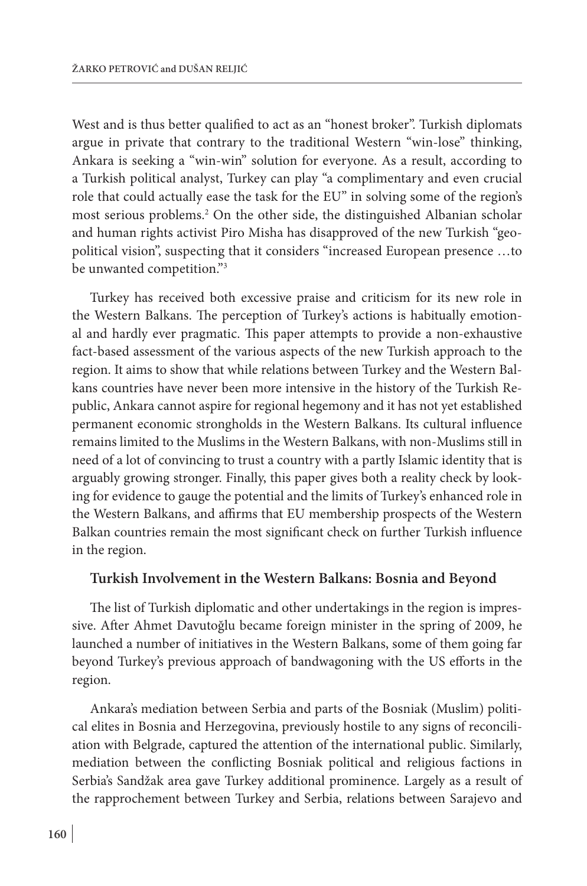West and is thus better qualified to act as an "honest broker". Turkish diplomats argue in private that contrary to the traditional Western "win-lose" thinking, Ankara is seeking a "win-win" solution for everyone. As a result, according to a Turkish political analyst, Turkey can play "a complimentary and even crucial role that could actually ease the task for the EU" in solving some of the region's most serious problems.[2] On the other side, the distinguished Albanian scholar and human rights activist Piro Misha has disapproved of the new Turkish "geo-political vision", suspecting that it considers "increased European presence …to be unwanted competition."[3]

Turkey has received both excessive praise and criticism for its new role in the Western Balkans. The perception of Turkey's actions is habitually emotional and hardly ever pragmatic. This paper attempts to provide a non-exhaustive fact-based assessment of the various aspects of the new Turkish approach to the region. It aims to show that while relations between Turkey and the Western Balkans countries have never been more intensive in the history of the Turkish Republic, Ankara cannot aspire for regional hegemony and it has not yet established permanent economic strongholds in the Western Balkans. Its cultural influence remains limited to the Muslims in the Western Balkans, with non-Muslims still in need of a lot of convincing to trust a country with a partly Islamic identity that is arguably growing stronger. Finally, this paper gives both a reality check by looking for evidence to gauge the potential and the limits of Turkey's enhanced role in the Western Balkans, and affirms that EU membership prospects of the Western Balkan countries remain the most significant check on further Turkish influence in the region.

## Turkish Involvement in the Western Balkans: Bosnia and Beyond

The list of Turkish diplomatic and other undertakings in the region is impressive. After Ahmet Davutoğlu became foreign minister in the spring of 2009, he launched a number of initiatives in the Western Balkans, some of them going far beyond Turkey's previous approach of bandwagoning with the US efforts in the region.

Ankara's mediation between Serbia and parts of the Bosniak (Muslim) political elites in Bosnia and Herzegovina, previously hostile to any signs of reconciliation with Belgrade, captured the attention of the international public. Similarly, mediation between the conflicting Bosniak political and religious factions in Serbia's Sandžak area gave Turkey additional prominence. Largely as a result of the rapprochement between Turkey and Serbia, relations between Sarajevo and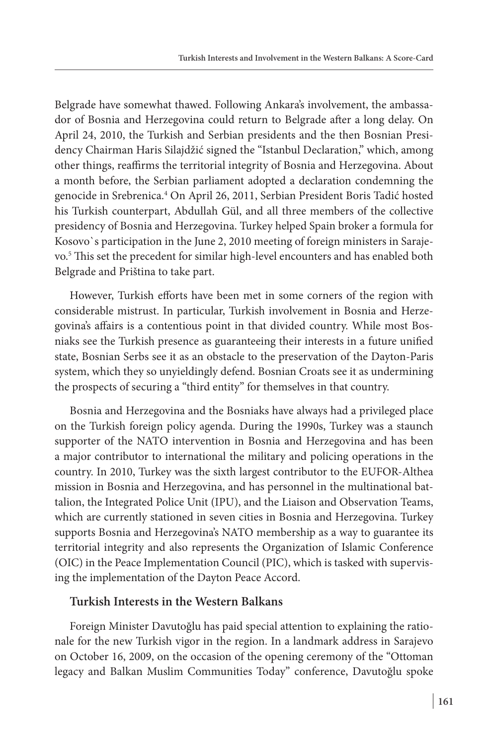Belgrade have somewhat thawed. Following Ankara's involvement, the ambassador of Bosnia and Herzegovina could return to Belgrade after a long delay. On April 24, 2010, the Turkish and Serbian presidents and the then Bosnian Presidency Chairman Haris Silajdžić signed the "Istanbul Declaration," which, among other things, reaffirms the territorial integrity of Bosnia and Herzegovina. About a month before, the Serbian parliament adopted a declaration condemning the genocide in Srebrenica.[4] On April 26, 2011, Serbian President Boris Tadić hosted his Turkish counterpart, Abdullah Gül, and all three members of the collective presidency of Bosnia and Herzegovina. Turkey helped Spain broker a formula for Kosovo`s participation in the June 2, 2010 meeting of foreign ministers in Sarajevo.[5] This set the precedent for similar high-level encounters and has enabled both Belgrade and Priština to take part.

However, Turkish efforts have been met in some corners of the region with considerable mistrust. In particular, Turkish involvement in Bosnia and Herzegovina's affairs is a contentious point in that divided country. While most Bosniaks see the Turkish presence as guaranteeing their interests in a future unified state, Bosnian Serbs see it as an obstacle to the preservation of the Dayton-Paris system, which they so unyieldingly defend. Bosnian Croats see it as undermining the prospects of securing a "third entity" for themselves in that country.

Bosnia and Herzegovina and the Bosniaks have always had a privileged place on the Turkish foreign policy agenda. During the 1990s, Turkey was a staunch supporter of the NATO intervention in Bosnia and Herzegovina and has been a major contributor to international the military and policing operations in the country. In 2010, Turkey was the sixth largest contributor to the EUFOR-Althea mission in Bosnia and Herzegovina, and has personnel in the multinational battalion, the Integrated Police Unit (IPU), and the Liaison and Observation Teams, which are currently stationed in seven cities in Bosnia and Herzegovina. Turkey supports Bosnia and Herzegovina's NATO membership as a way to guarantee its territorial integrity and also represents the Organization of Islamic Conference (OIC) in the Peace Implementation Council (PIC), which is tasked with supervising the implementation of the Dayton Peace Accord.

## Turkish Interests in the Western Balkans

Foreign Minister Davutoğlu has paid special attention to explaining the rationale for the new Turkish vigor in the region. In a landmark address in Sarajevo on October 16, 2009, on the occasion of the opening ceremony of the "Ottoman legacy and Balkan Muslim Communities Today" conference, Davutoğlu spoke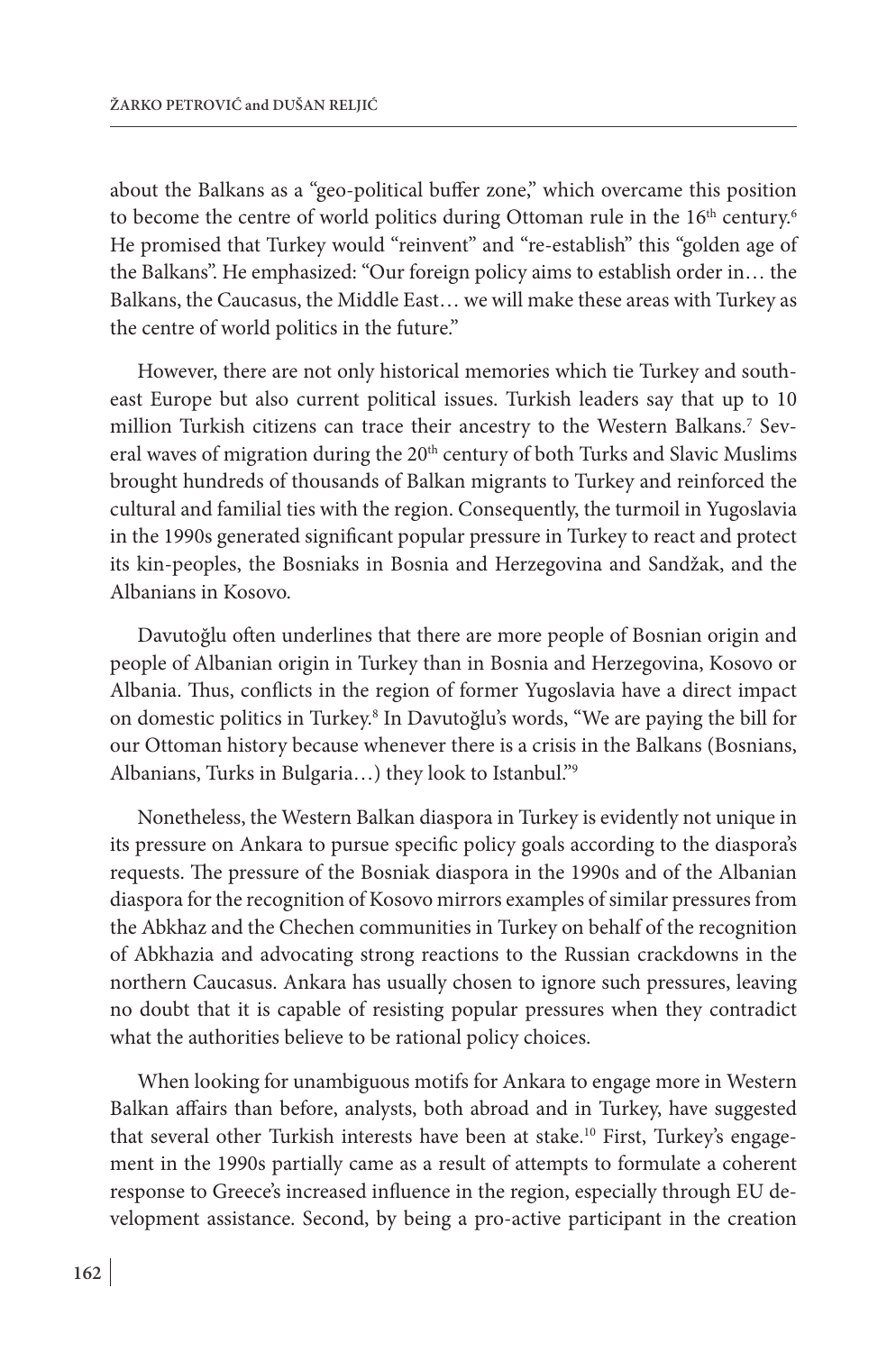about the Balkans as a "geo-political buffer zone," which overcame this position to become the centre of world politics during Ottoman rule in the 16th century.[6] He promised that Turkey would "reinvent" and "re-establish" this "golden age of the Balkans". He emphasized: "Our foreign policy aims to establish order in… the Balkans, the Caucasus, the Middle East… we will make these areas with Turkey as the centre of world politics in the future."

However, there are not only historical memories which tie Turkey and south-east Europe but also current political issues. Turkish leaders say that up to 10 million Turkish citizens can trace their ancestry to the Western Balkans.[7] Several waves of migration during the 20th century of both Turks and Slavic Muslims brought hundreds of thousands of Balkan migrants to Turkey and reinforced the cultural and familial ties with the region. Consequently, the turmoil in Yugoslavia in the 1990s generated significant popular pressure in Turkey to react and protect its kin-peoples, the Bosniaks in Bosnia and Herzegovina and Sandžak, and the Albanians in Kosovo.

Davutoğlu often underlines that there are more people of Bosnian origin and people of Albanian origin in Turkey than in Bosnia and Herzegovina, Kosovo or Albania. Thus, conflicts in the region of former Yugoslavia have a direct impact on domestic politics in Turkey.[8] In Davutoğlu's words, "We are paying the bill for our Ottoman history because whenever there is a crisis in the Balkans (Bosnians, Albanians, Turks in Bulgaria…) they look to Istanbul."[9]

Nonetheless, the Western Balkan diaspora in Turkey is evidently not unique in its pressure on Ankara to pursue specific policy goals according to the diaspora's requests. The pressure of the Bosniak diaspora in the 1990s and of the Albanian diaspora for the recognition of Kosovo mirrors examples of similar pressures from the Abkhaz and the Chechen communities in Turkey on behalf of the recognition of Abkhazia and advocating strong reactions to the Russian crackdowns in the northern Caucasus. Ankara has usually chosen to ignore such pressures, leaving no doubt that it is capable of resisting popular pressures when they contradict what the authorities believe to be rational policy choices.

When looking for unambiguous motifs for Ankara to engage more in Western Balkan affairs than before, analysts, both abroad and in Turkey, have suggested that several other Turkish interests have been at stake.[10] First, Turkey's engagement in the 1990s partially came as a result of attempts to formulate a coherent response to Greece's increased influence in the region, especially through EU development assistance. Second, by being a pro-active participant in the creation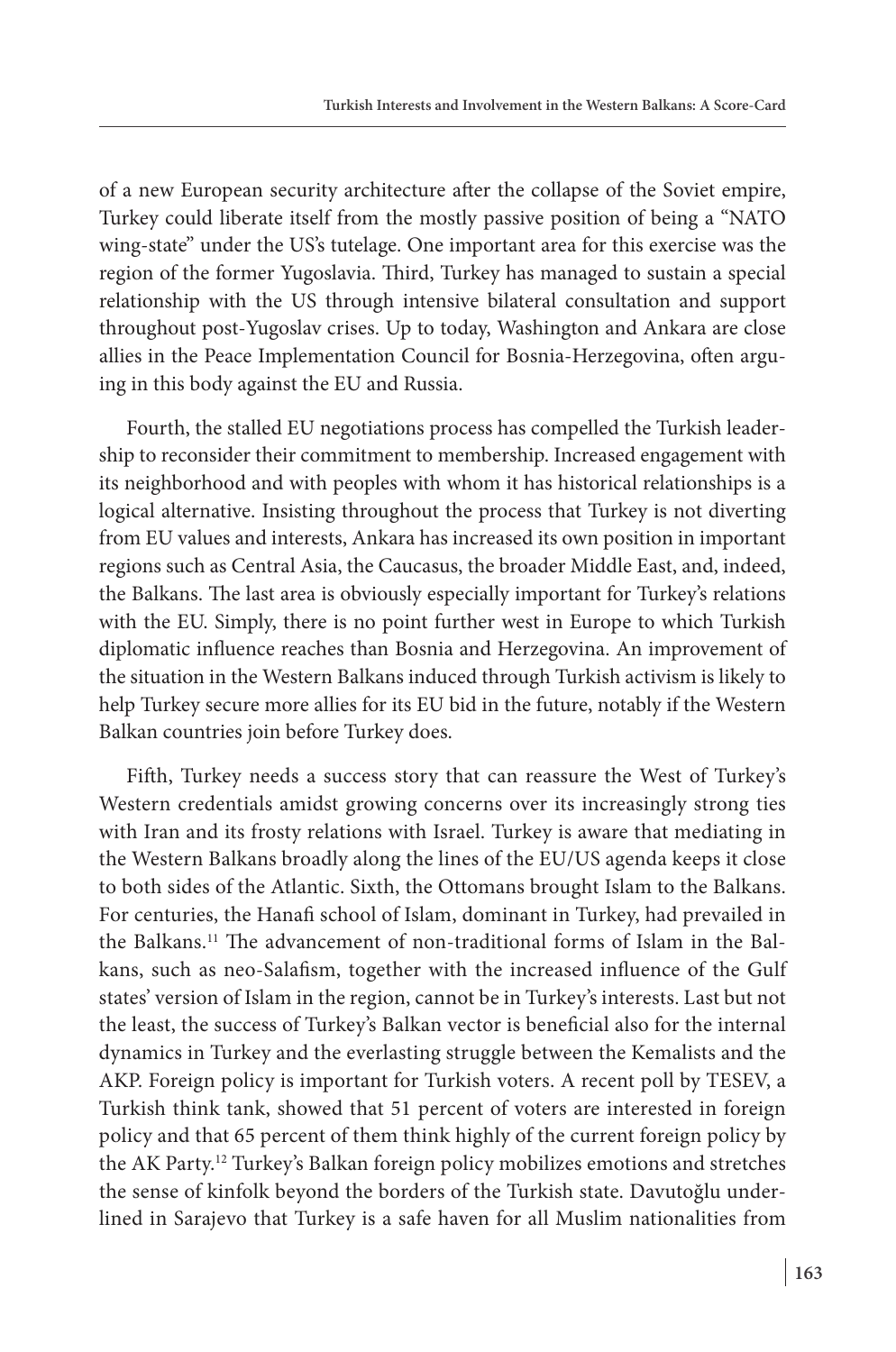of a new European security architecture after the collapse of the Soviet empire, Turkey could liberate itself from the mostly passive position of being a "NATO wing-state" under the US's tutelage. One important area for this exercise was the region of the former Yugoslavia. Third, Turkey has managed to sustain a special relationship with the US through intensive bilateral consultation and support throughout post-Yugoslav crises. Up to today, Washington and Ankara are close allies in the Peace Implementation Council for Bosnia-Herzegovina, often arguing in this body against the EU and Russia.

Fourth, the stalled EU negotiations process has compelled the Turkish leadership to reconsider their commitment to membership. Increased engagement with its neighborhood and with peoples with whom it has historical relationships is a logical alternative. Insisting throughout the process that Turkey is not diverting from EU values and interests, Ankara has increased its own position in important regions such as Central Asia, the Caucasus, the broader Middle East, and, indeed, the Balkans. The last area is obviously especially important for Turkey's relations with the EU. Simply, there is no point further west in Europe to which Turkish diplomatic influence reaches than Bosnia and Herzegovina. An improvement of the situation in the Western Balkans induced through Turkish activism is likely to help Turkey secure more allies for its EU bid in the future, notably if the Western Balkan countries join before Turkey does.

Fifth, Turkey needs a success story that can reassure the West of Turkey's Western credentials amidst growing concerns over its increasingly strong ties with Iran and its frosty relations with Israel. Turkey is aware that mediating in the Western Balkans broadly along the lines of the EU/US agenda keeps it close to both sides of the Atlantic. Sixth, the Ottomans brought Islam to the Balkans. For centuries, the Hanafi school of Islam, dominant in Turkey, had prevailed in the Balkans.[11] The advancement of non-traditional forms of Islam in the Balkans, such as neo-Salafism, together with the increased influence of the Gulf states' version of Islam in the region, cannot be in Turkey's interests. Last but not the least, the success of Turkey's Balkan vector is beneficial also for the internal dynamics in Turkey and the everlasting struggle between the Kemalists and the AKP. Foreign policy is important for Turkish voters. A recent poll by TESEV, a Turkish think tank, showed that 51 percent of voters are interested in foreign policy and that 65 percent of them think highly of the current foreign policy by the AK Party.[12] Turkey's Balkan foreign policy mobilizes emotions and stretches the sense of kinfolk beyond the borders of the Turkish state. Davutoğlu underlined in Sarajevo that Turkey is a safe haven for all Muslim nationalities from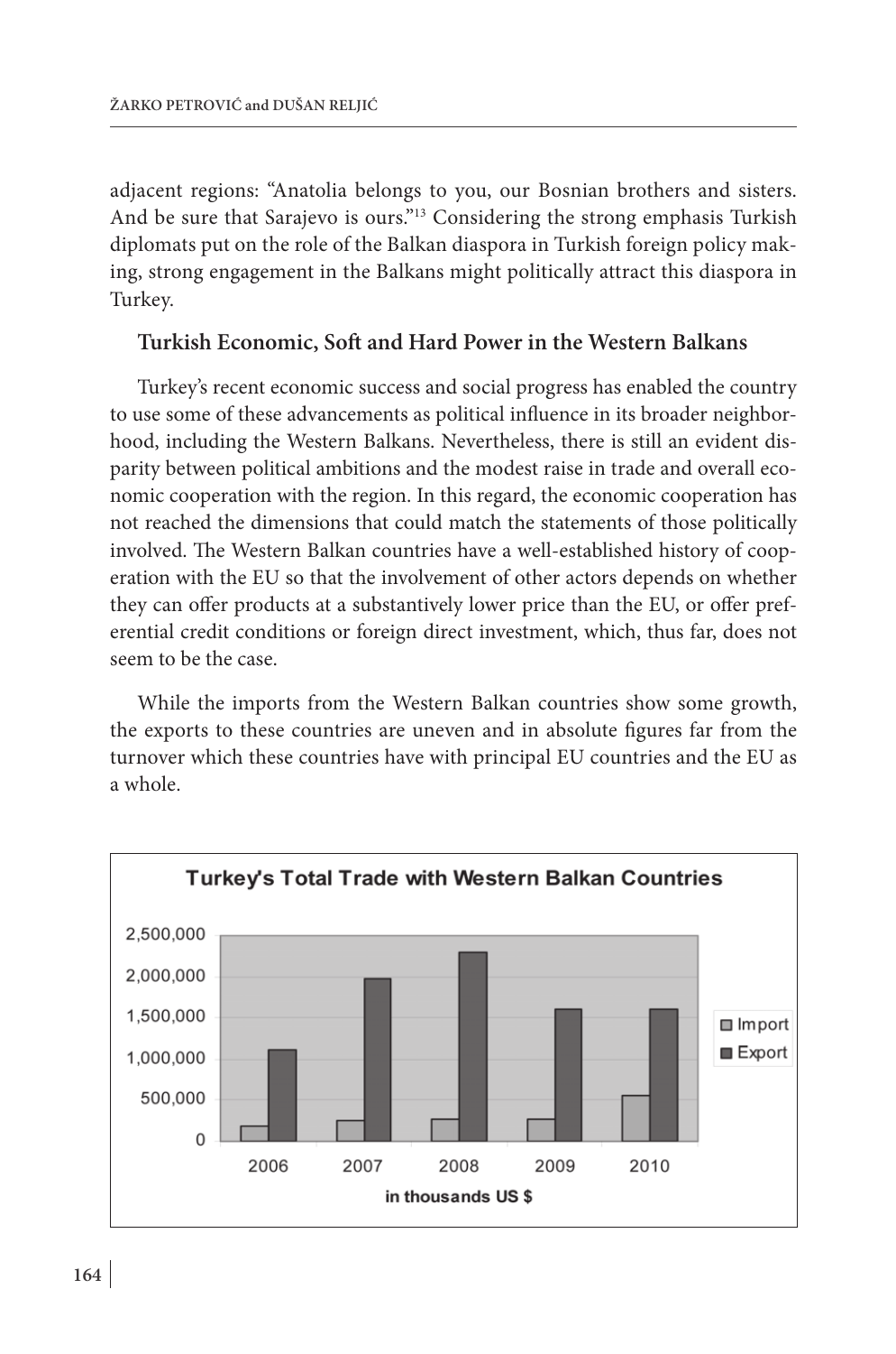adjacent regions: "Anatolia belongs to you, our Bosnian brothers and sisters. And be sure that Sarajevo is ours."[13] Considering the strong emphasis Turkish diplomats put on the role of the Balkan diaspora in Turkish foreign policy making, strong engagement in the Balkans might politically attract this diaspora in Turkey.

## Turkish Economic, Soft and Hard Power in the Western Balkans

Turkey's recent economic success and social progress has enabled the country to use some of these advancements as political influence in its broader neighborhood, including the Western Balkans. Nevertheless, there is still an evident disparity between political ambitions and the modest raise in trade and overall economic cooperation with the region. In this regard, the economic cooperation has not reached the dimensions that could match the statements of those politically involved. The Western Balkan countries have a well-established history of cooperation with the EU so that the involvement of other actors depends on whether they can offer products at a substantively lower price than the EU, or offer preferential credit conditions or foreign direct investment, which, thus far, does not seem to be the case.

While the imports from the Western Balkan countries show some growth, the exports to these countries are uneven and in absolute figures far from the turnover which these countries have with principal EU countries and the EU as a whole.

Turkey's Total Trade with Western Balkan Countries

2,500,000
2,000,000
1,500,000
1,000,000
500,000
0

2006 2007 2008 2009 2010

Import
Export

in thousands US $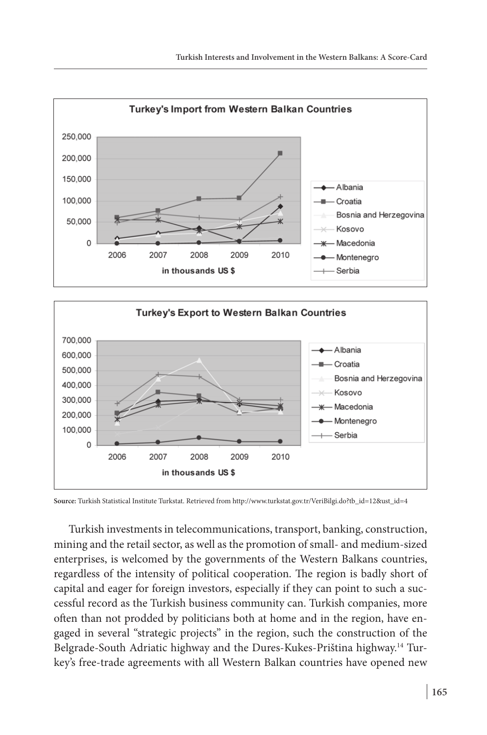Turkey's Import from Western Balkan Countries

250,000
200,000
150,000
100,000
50,000
0

2006 2007 2008 2009 2010

in thousands US $

Albania
Croatia
Bosnia and Herzegovina
Kosovo
Macedonia
Montenegro
Serbia

Turkey's Export to Western Balkan Countries

700,000
600,000
500,000
400,000
300,000
200,000
100,000
0

2006 2007 2008 2009 2010

in thousands US $

Albania
Croatia
Bosnia and Herzegovina
Kosovo
Macedonia
Montenegro
Serbia

**Source:** Turkish Statistical Institute Turkstat. Retrieved from http://www.turkstat.gov.tr/VeriBilgi.do?tb_id=12&ust_id=4

Turkish investments in telecommunications, transport, banking, construction, mining and the retail sector, as well as the promotion of small- and medium-sized enterprises, is welcomed by the governments of the Western Balkans countries, regardless of the intensity of political cooperation. The region is badly short of capital and eager for foreign investors, especially if they can point to such a successful record as the Turkish business community can. Turkish companies, more often than not prodded by politicians both at home and in the region, have engaged in several "strategic projects" in the region, such the construction of the Belgrade-South Adriatic highway and the Dures-Kukes-Priština highway.[14] Turkey's free-trade agreements with all Western Balkan countries have opened new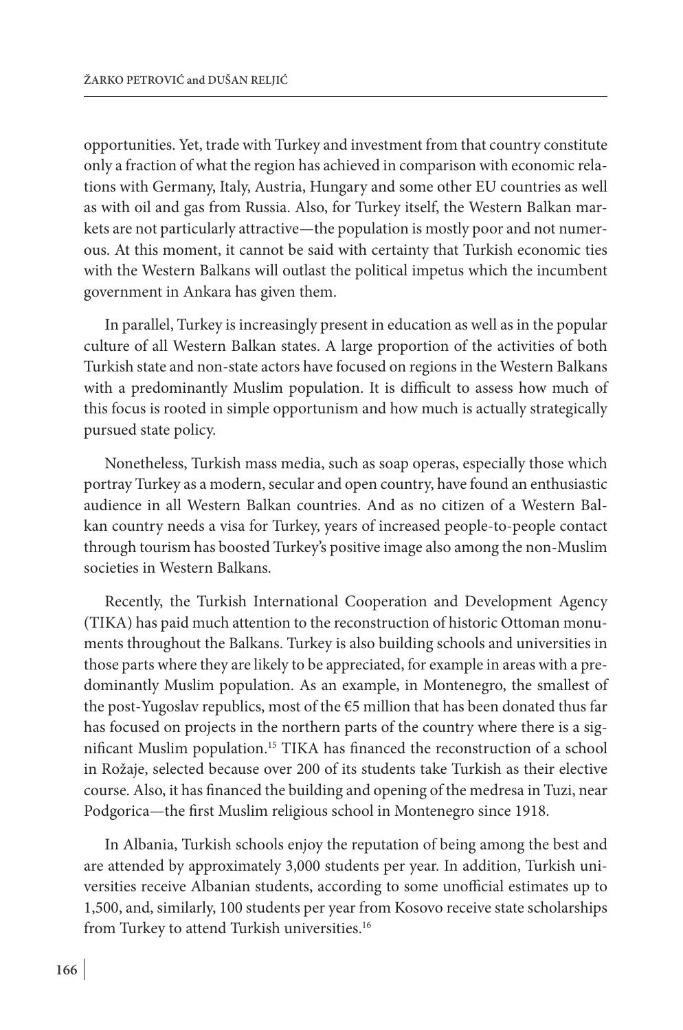opportunities. Yet, trade with Turkey and investment from that country constitute only a fraction of what the region has achieved in comparison with economic relations with Germany, Italy, Austria, Hungary and some other EU countries as well as with oil and gas from Russia. Also, for Turkey itself, the Western Balkan markets are not particularly attractive—the population is mostly poor and not numerous. At this moment, it cannot be said with certainty that Turkish economic ties with the Western Balkans will outlast the political impetus which the incumbent government in Ankara has given them.

In parallel, Turkey is increasingly present in education as well as in the popular culture of all Western Balkan states. A large proportion of the activities of both Turkish state and non-state actors have focused on regions in the Western Balkans with a predominantly Muslim population. It is difficult to assess how much of this focus is rooted in simple opportunism and how much is actually strategically pursued state policy.

Nonetheless, Turkish mass media, such as soap operas, especially those which portray Turkey as a modern, secular and open country, have found an enthusiastic audience in all Western Balkan countries. And as no citizen of a Western Balkan country needs a visa for Turkey, years of increased people-to-people contact through tourism has boosted Turkey's positive image also among the non-Muslim societies in Western Balkans.

Recently, the Turkish International Cooperation and Development Agency (TIKA) has paid much attention to the reconstruction of historic Ottoman monuments throughout the Balkans. Turkey is also building schools and universities in those parts where they are likely to be appreciated, for example in areas with a predominantly Muslim population. As an example, in Montenegro, the smallest of the post-Yugoslav republics, most of the €5 million that has been donated thus far has focused on projects in the northern parts of the country where there is a significant Muslim population.[15] TIKA has financed the reconstruction of a school in Rožaje, selected because over 200 of its students take Turkish as their elective course. Also, it has financed the building and opening of the medresa in Tuzi, near Podgorica—the first Muslim religious school in Montenegro since 1918.

In Albania, Turkish schools enjoy the reputation of being among the best and are attended by approximately 3,000 students per year. In addition, Turkish universities receive Albanian students, according to some unofficial estimates up to 1,500, and, similarly, 100 students per year from Kosovo receive state scholarships from Turkey to attend Turkish universities.[16]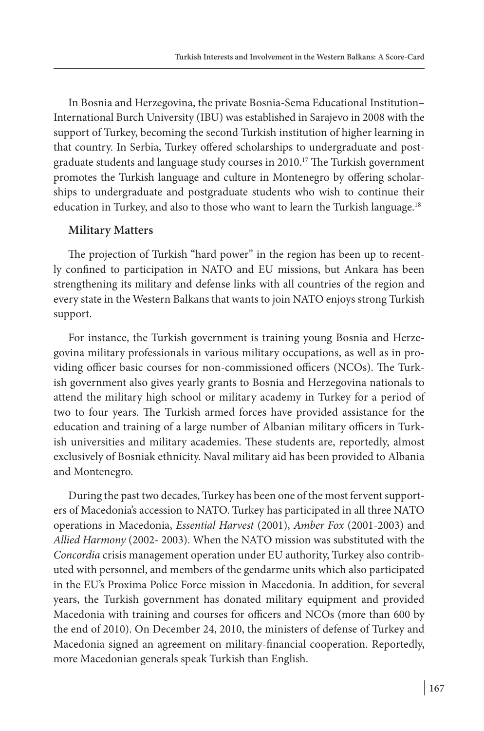In Bosnia and Herzegovina, the private Bosnia-Sema Educational Institution–International Burch University (IBU) was established in Sarajevo in 2008 with the support of Turkey, becoming the second Turkish institution of higher learning in that country. In Serbia, Turkey offered scholarships to undergraduate and postgraduate students and language study courses in 2010.[17] The Turkish government promotes the Turkish language and culture in Montenegro by offering scholarships to undergraduate and postgraduate students who wish to continue their education in Turkey, and also to those who want to learn the Turkish language.[18]

## Military Matters

The projection of Turkish "hard power" in the region has been up to recently confined to participation in NATO and EU missions, but Ankara has been strengthening its military and defense links with all countries of the region and every state in the Western Balkans that wants to join NATO enjoys strong Turkish support.

For instance, the Turkish government is training young Bosnia and Herzegovina military professionals in various military occupations, as well as in providing officer basic courses for non-commissioned officers (NCOs). The Turkish government also gives yearly grants to Bosnia and Herzegovina nationals to attend the military high school or military academy in Turkey for a period of two to four years. The Turkish armed forces have provided assistance for the education and training of a large number of Albanian military officers in Turkish universities and military academies. These students are, reportedly, almost exclusively of Bosniak ethnicity. Naval military aid has been provided to Albania and Montenegro.

During the past two decades, Turkey has been one of the most fervent supporters of Macedonia's accession to NATO. Turkey has participated in all three NATO operations in Macedonia, *Essential Harvest* (2001), *Amber Fox* (2001-2003) and *Allied Harmony* (2002- 2003). When the NATO mission was substituted with the *Concordia* crisis management operation under EU authority, Turkey also contributed with personnel, and members of the gendarme units which also participated in the EU's Proxima Police Force mission in Macedonia. In addition, for several years, the Turkish government has donated military equipment and provided Macedonia with training and courses for officers and NCOs (more than 600 by the end of 2010). On December 24, 2010, the ministers of defense of Turkey and Macedonia signed an agreement on military-financial cooperation. Reportedly, more Macedonian generals speak Turkish than English.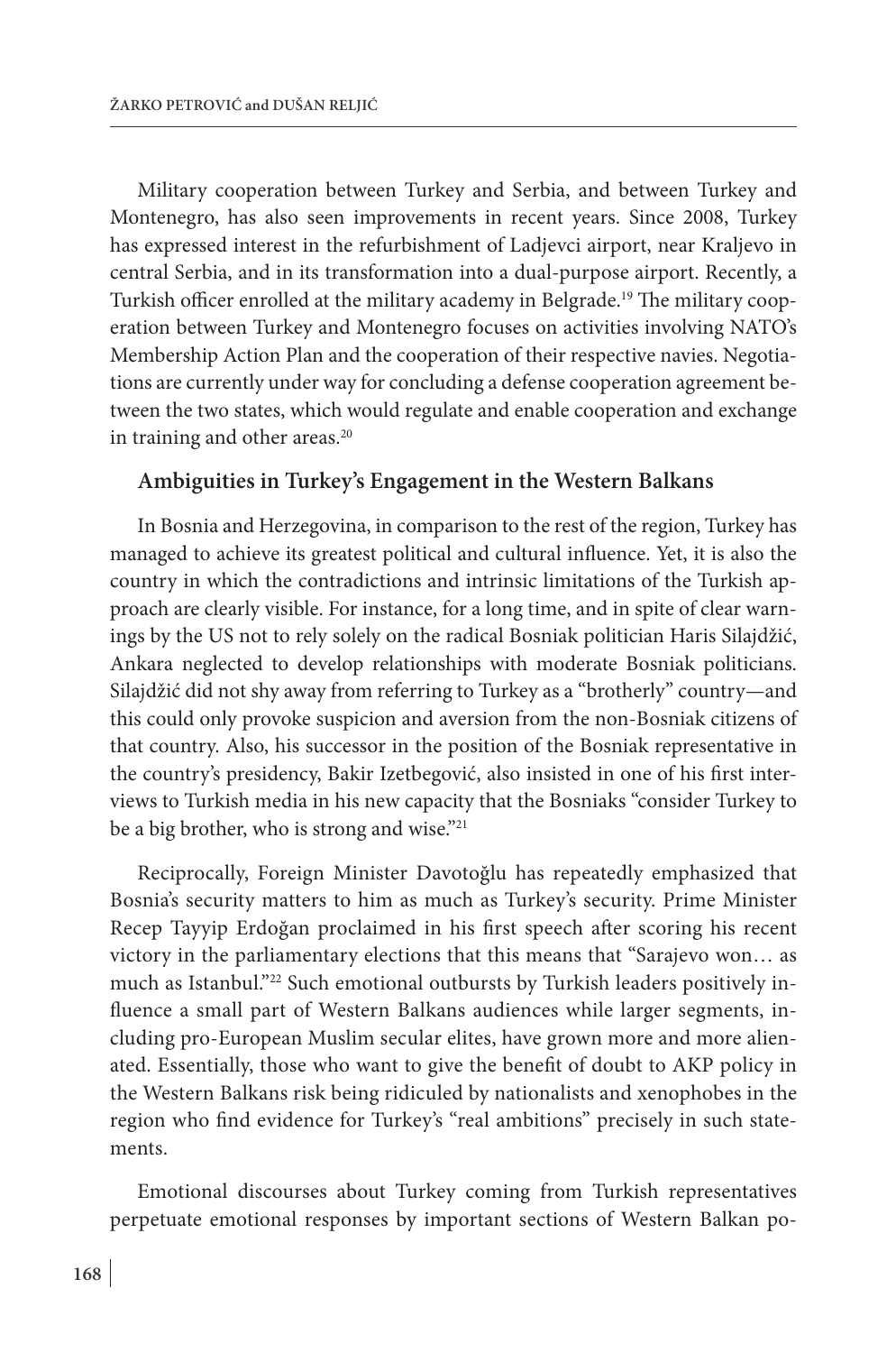Military cooperation between Turkey and Serbia, and between Turkey and Montenegro, has also seen improvements in recent years. Since 2008, Turkey has expressed interest in the refurbishment of Ladjevci airport, near Kraljevo in central Serbia, and in its transformation into a dual-purpose airport. Recently, a Turkish officer enrolled at the military academy in Belgrade.[19] The military cooperation between Turkey and Montenegro focuses on activities involving NATO's Membership Action Plan and the cooperation of their respective navies. Negotiations are currently under way for concluding a defense cooperation agreement between the two states, which would regulate and enable cooperation and exchange in training and other areas.[20]

### Ambiguities in Turkey's Engagement in the Western Balkans

In Bosnia and Herzegovina, in comparison to the rest of the region, Turkey has managed to achieve its greatest political and cultural influence. Yet, it is also the country in which the contradictions and intrinsic limitations of the Turkish approach are clearly visible. For instance, for a long time, and in spite of clear warnings by the US not to rely solely on the radical Bosniak politician Haris Silajdžić, Ankara neglected to develop relationships with moderate Bosniak politicians. Silajdžić did not shy away from referring to Turkey as a "brotherly" country—and this could only provoke suspicion and aversion from the non-Bosniak citizens of that country. Also, his successor in the position of the Bosniak representative in the country's presidency, Bakir Izetbegović, also insisted in one of his first interviews to Turkish media in his new capacity that the Bosniaks "consider Turkey to be a big brother, who is strong and wise."[21]

Reciprocally, Foreign Minister Davotoğlu has repeatedly emphasized that Bosnia's security matters to him as much as Turkey's security. Prime Minister Recep Tayyip Erdoğan proclaimed in his first speech after scoring his recent victory in the parliamentary elections that this means that "Sarajevo won… as much as Istanbul."[22] Such emotional outbursts by Turkish leaders positively influence a small part of Western Balkans audiences while larger segments, including pro-European Muslim secular elites, have grown more and more alienated. Essentially, those who want to give the benefit of doubt to AKP policy in the Western Balkans risk being ridiculed by nationalists and xenophobes in the region who find evidence for Turkey's "real ambitions" precisely in such statements.

Emotional discourses about Turkey coming from Turkish representatives perpetuate emotional responses by important sections of Western Balkan po-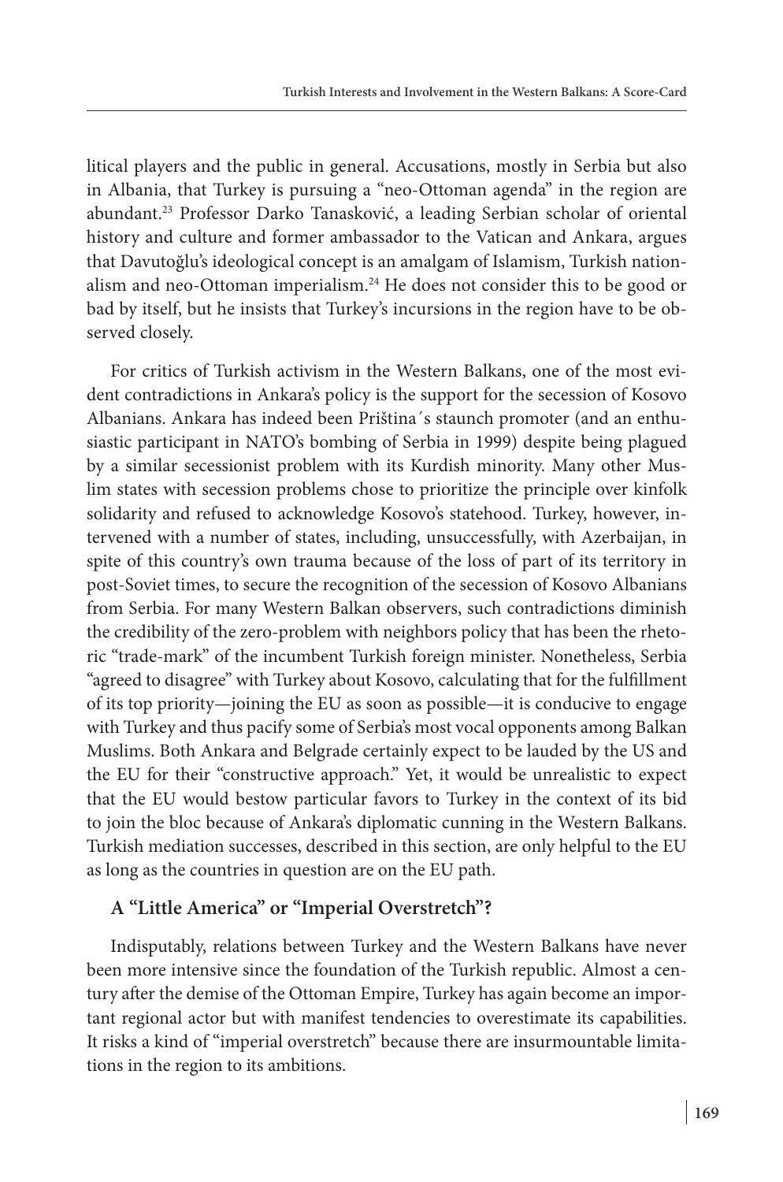litical players and the public in general. Accusations, mostly in Serbia but also in Albania, that Turkey is pursuing a "neo-Ottoman agenda" in the region are abundant.[23] Professor Darko Tanasković, a leading Serbian scholar of oriental history and culture and former ambassador to the Vatican and Ankara, argues that Davutoğlu's ideological concept is an amalgam of Islamism, Turkish nationalism and neo-Ottoman imperialism.[24] He does not consider this to be good or bad by itself, but he insists that Turkey's incursions in the region have to be observed closely.

For critics of Turkish activism in the Western Balkans, one of the most evident contradictions in Ankara's policy is the support for the secession of Kosovo Albanians. Ankara has indeed been Priština´s staunch promoter (and an enthusiastic participant in NATO's bombing of Serbia in 1999) despite being plagued by a similar secessionist problem with its Kurdish minority. Many other Muslim states with secession problems chose to prioritize the principle over kinfolk solidarity and refused to acknowledge Kosovo's statehood. Turkey, however, intervened with a number of states, including, unsuccessfully, with Azerbaijan, in spite of this country's own trauma because of the loss of part of its territory in post-Soviet times, to secure the recognition of the secession of Kosovo Albanians from Serbia. For many Western Balkan observers, such contradictions diminish the credibility of the zero-problem with neighbors policy that has been the rhetoric "trade-mark" of the incumbent Turkish foreign minister. Nonetheless, Serbia "agreed to disagree" with Turkey about Kosovo, calculating that for the fulfillment of its top priority—joining the EU as soon as possible—it is conducive to engage with Turkey and thus pacify some of Serbia's most vocal opponents among Balkan Muslims. Both Ankara and Belgrade certainly expect to be lauded by the US and the EU for their "constructive approach." Yet, it would be unrealistic to expect that the EU would bestow particular favors to Turkey in the context of its bid to join the bloc because of Ankara's diplomatic cunning in the Western Balkans. Turkish mediation successes, described in this section, are only helpful to the EU as long as the countries in question are on the EU path.

## A "Little America" or "Imperial Overstretch"?

Indisputably, relations between Turkey and the Western Balkans have never been more intensive since the foundation of the Turkish republic. Almost a century after the demise of the Ottoman Empire, Turkey has again become an important regional actor but with manifest tendencies to overestimate its capabilities. It risks a kind of "imperial overstretch" because there are insurmountable limitations in the region to its ambitions.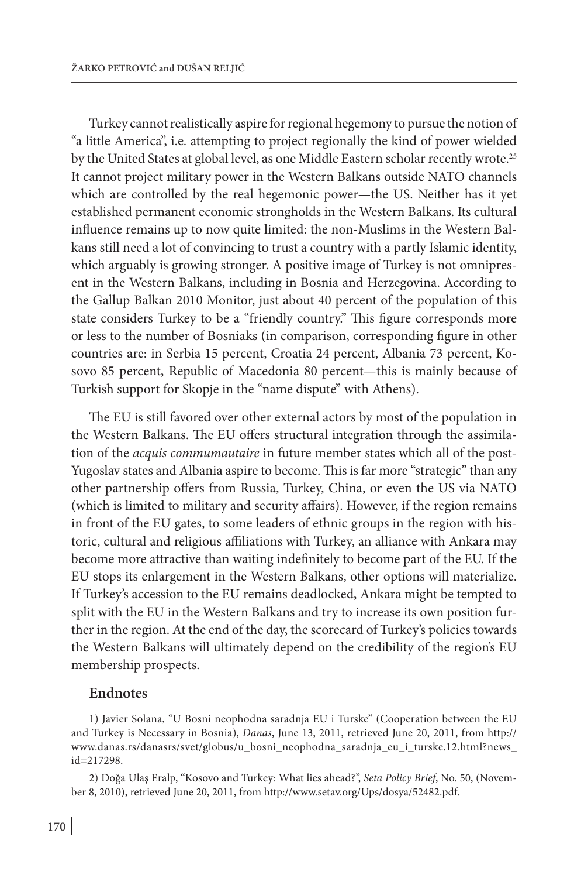Turkey cannot realistically aspire for regional hegemony to pursue the notion of "a little America", i.e. attempting to project regionally the kind of power wielded by the United States at global level, as one Middle Eastern scholar recently wrote.[25] It cannot project military power in the Western Balkans outside NATO channels which are controlled by the real hegemonic power—the US. Neither has it yet established permanent economic strongholds in the Western Balkans. Its cultural influence remains up to now quite limited: the non-Muslims in the Western Balkans still need a lot of convincing to trust a country with a partly Islamic identity, which arguably is growing stronger. A positive image of Turkey is not omnipresent in the Western Balkans, including in Bosnia and Herzegovina. According to the Gallup Balkan 2010 Monitor, just about 40 percent of the population of this state considers Turkey to be a "friendly country." This figure corresponds more or less to the number of Bosniaks (in comparison, corresponding figure in other countries are: in Serbia 15 percent, Croatia 24 percent, Albania 73 percent, Kosovo 85 percent, Republic of Macedonia 80 percent—this is mainly because of Turkish support for Skopje in the "name dispute" with Athens).

The EU is still favored over other external actors by most of the population in the Western Balkans. The EU offers structural integration through the assimilation of the *acquis commumautaire* in future member states which all of the post-Yugoslav states and Albania aspire to become. This is far more "strategic" than any other partnership offers from Russia, Turkey, China, or even the US via NATO (which is limited to military and security affairs). However, if the region remains in front of the EU gates, to some leaders of ethnic groups in the region with historic, cultural and religious affiliations with Turkey, an alliance with Ankara may become more attractive than waiting indefinitely to become part of the EU. If the EU stops its enlargement in the Western Balkans, other options will materialize. If Turkey's accession to the EU remains deadlocked, Ankara might be tempted to split with the EU in the Western Balkans and try to increase its own position further in the region. At the end of the day, the scorecard of Turkey's policies towards the Western Balkans will ultimately depend on the credibility of the region's EU membership prospects.

## Endnotes

1) Javier Solana, "U Bosni neophodna saradnja EU i Turske" (Cooperation between the EU and Turkey is Necessary in Bosnia), *Danas*, June 13, 2011, retrieved June 20, 2011, from http://www.danas.rs/danasrs/svet/globus/u_bosni_neophodna_saradnja_eu_i_turske.12.html?news_id=217298.

2) Doğa Ulaş Eralp, "Kosovo and Turkey: What lies ahead?", *Seta Policy Brief*, No. 50, (November 8, 2010), retrieved June 20, 2011, from http://www.setav.org/Ups/dosya/52482.pdf.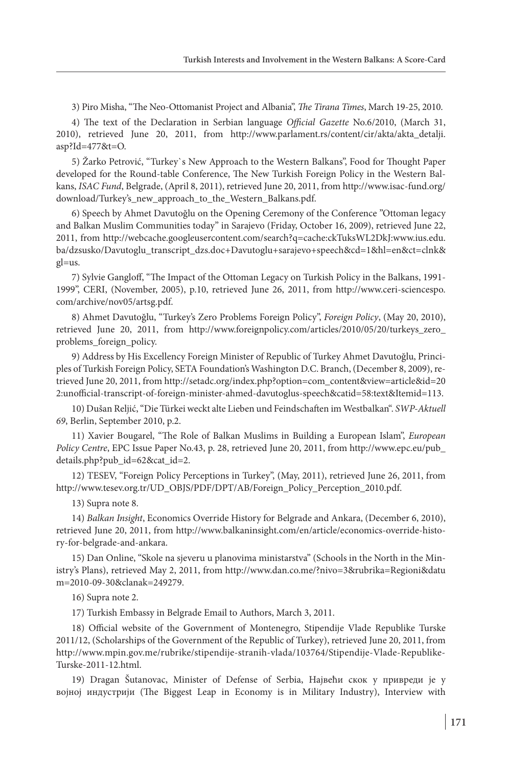3) Piro Misha, "The Neo-Ottomanist Project and Albania", *The Tirana Times*, March 19-25, 2010.

4) The text of the Declaration in Serbian language *Official Gazette* No.6/2010, (March 31, 2010), retrieved June 20, 2011, from http://www.parlament.rs/content/cir/akta/akta_detalji.asp?Id=477&t=O.

5) Žarko Petrović, "Turkey`s New Approach to the Western Balkans", Food for Thought Paper developed for the Round-table Conference, The New Turkish Foreign Policy in the Western Balkans, *ISAC Fund*, Belgrade, (April 8, 2011), retrieved June 20, 2011, from http://www.isac-fund.org/download/Turkey's_new_approach_to_the_Western_Balkans.pdf.

6) Speech by Ahmet Davutoğlu on the Opening Ceremony of the Conference "Ottoman legacy and Balkan Muslim Communities today" in Sarajevo (Friday, October 16, 2009), retrieved June 22, 2011, from http://webcache.googleusercontent.com/search?q=cache:ckTuksWL2DkJ:www.ius.edu.ba/dzsusko/Davutoglu_transcript_dzs.doc+Davutoglu+sarajevo+speech&cd=1&hl=en&ct=clnk&gl=us.

7) Sylvie Gangloff, "The Impact of the Ottoman Legacy on Turkish Policy in the Balkans, 1991-1999", CERI, (November, 2005), p.10, retrieved June 26, 2011, from http://www.ceri-sciencespo.com/archive/nov05/artsg.pdf.

8) Ahmet Davutoğlu, "Turkey's Zero Problems Foreign Policy", *Foreign Policy*, (May 20, 2010), retrieved June 20, 2011, from http://www.foreignpolicy.com/articles/2010/05/20/turkeys_zero_problems_foreign_policy.

9) Address by His Excellency Foreign Minister of Republic of Turkey Ahmet Davutoğlu, Principles of Turkish Foreign Policy, SETA Foundation's Washington D.C. Branch, (December 8, 2009), retrieved June 20, 2011, from http://setadc.org/index.php?option=com_content&view=article&id=202:unofficial-transcript-of-foreign-minister-ahmed-davutoglus-speech&catid=58:text&Itemid=113.

10) Dušan Reljić, "Die Türkei weckt alte Lieben und Feindschaften im Westbalkan". *SWP-Aktuell 69*, Berlin, September 2010, p.2.

11) Xavier Bougarel, "The Role of Balkan Muslims in Building a European Islam", *European Policy Centre*, EPC Issue Paper No.43, p. 28, retrieved June 20, 2011, from http://www.epc.eu/pub_details.php?pub_id=62&cat_id=2.

12) TESEV, "Foreign Policy Perceptions in Turkey", (May, 2011), retrieved June 26, 2011, from http://www.tesev.org.tr/UD_OBJS/PDF/DPT/AB/Foreign_Policy_Perception_2010.pdf.

13) Supra note 8.

14) *Balkan Insight*, Economics Override History for Belgrade and Ankara, (December 6, 2010), retrieved June 20, 2011, from http://www.balkaninsight.com/en/article/economics-override-history-for-belgrade-and-ankara.

15) Dan Online, "Skole na sjeveru u planovima ministarstva" (Schools in the North in the Ministry's Plans), retrieved May 2, 2011, from http://www.dan.co.me/?nivo=3&rubrika=Regioni&datum=2010-09-30&clanak=249279.

16) Supra note 2.

17) Turkish Embassy in Belgrade Email to Authors, March 3, 2011.

18) Official website of the Government of Montenegro, Stipendije Vlade Republike Turske 2011/12, (Scholarships of the Government of the Republic of Turkey), retrieved June 20, 2011, from http://www.mpin.gov.me/rubrike/stipendije-stranih-vlada/103764/Stipendije-Vlade-Republike-Turske-2011-12.html.

19) Dragan Šutanovac, Minister of Defense of Serbia, Највећи скок у привреди је у војној индустрији (The Biggest Leap in Economy is in Military Industry), Interview with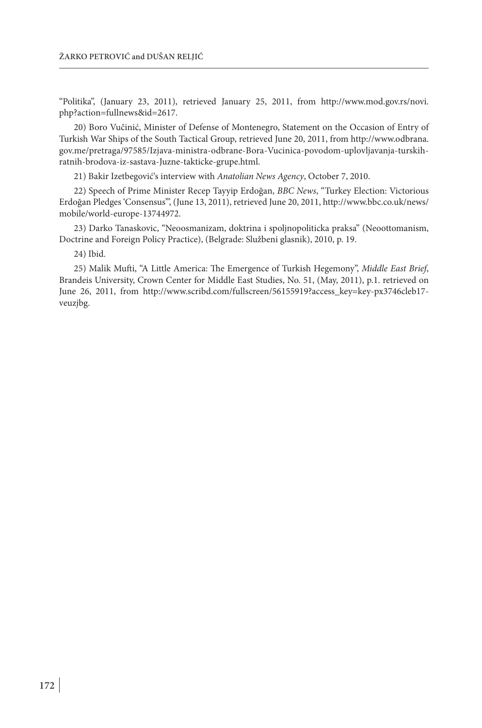"Politika", (January 23, 2011), retrieved January 25, 2011, from http://www.mod.gov.rs/novi.php?action=fullnews&id=2617.

20) Boro Vučinić, Minister of Defense of Montenegro, Statement on the Occasion of Entry of Turkish War Ships of the South Tactical Group, retrieved June 20, 2011, from http://www.odbrana.gov.me/pretraga/97585/Izjava-ministra-odbrane-Bora-Vucinica-povodom-uplovljavanja-turskih-ratnih-brodova-iz-sastava-Juzne-takticke-grupe.html.

21) Bakir Izetbegović's interview with *Anatolian News Agency*, October 7, 2010.

22) Speech of Prime Minister Recep Tayyip Erdoğan, *BBC News*, "Turkey Election: Victorious Erdoğan Pledges 'Consensus'", (June 13, 2011), retrieved June 20, 2011, http://www.bbc.co.uk/news/mobile/world-europe-13744972.

23) Darko Tanaskovic, "Neoosmanizam, doktrina i spoljnopoliticka praksa" (Neoottomanism, Doctrine and Foreign Policy Practice), (Belgrade: Službeni glasnik), 2010, p. 19.

24) Ibid.

25) Malik Mufti, "A Little America: The Emergence of Turkish Hegemony", *Middle East Brief*, Brandeis University, Crown Center for Middle East Studies, No. 51, (May, 2011), p.1. retrieved on June 26, 2011, from http://www.scribd.com/fullscreen/56155919?access_key=key-px3746cleb17-veuzjbg.